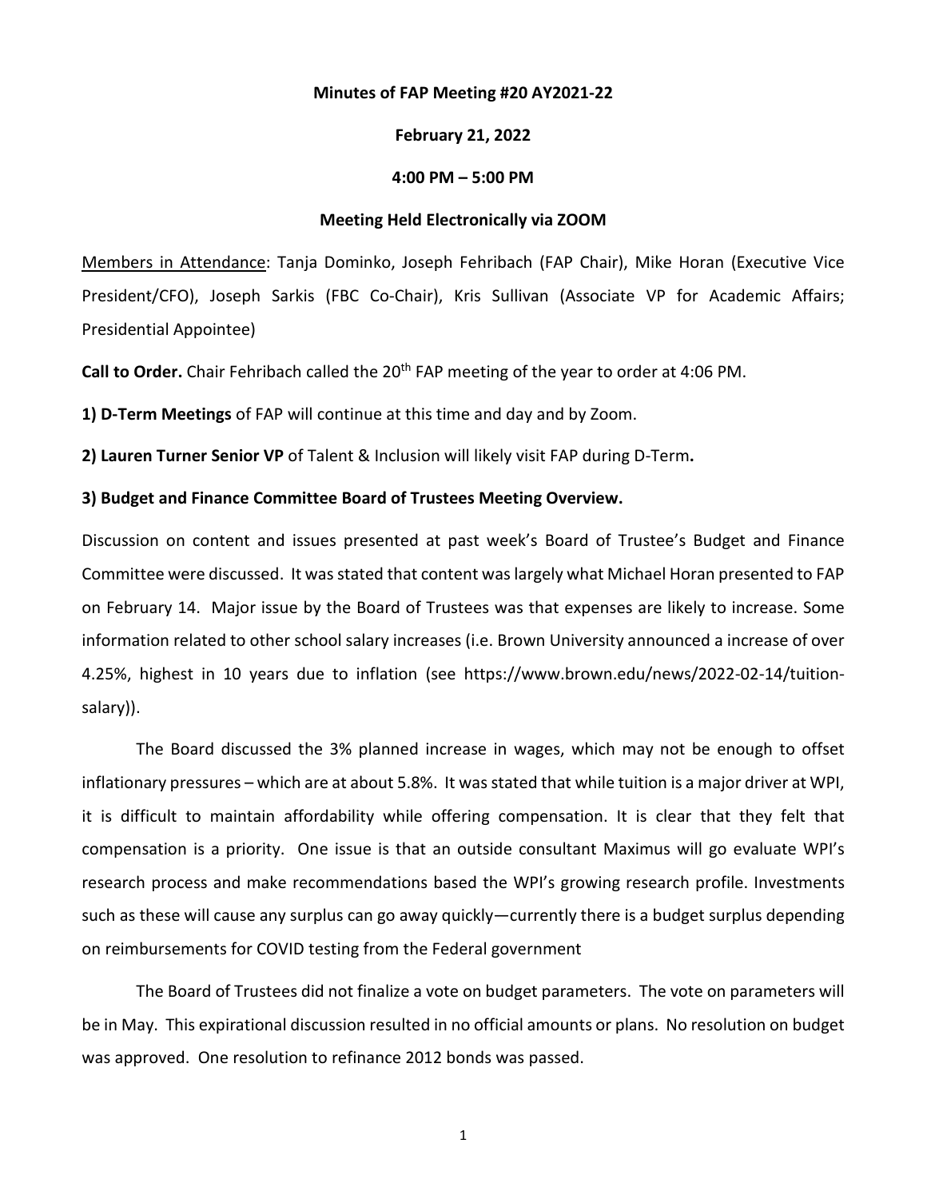**Minutes of FAP Meeting #20 AY2021-22**

**February 21, 2022**

**4:00 PM – 5:00 PM**

**Meeting Held Electronically via ZOOM**

Members in Attendance: Tanja Dominko, Joseph Fehribach (FAP Chair), Mike Horan (Executive Vice President/CFO), Joseph Sarkis (FBC Co-Chair), Kris Sullivan (Associate VP for Academic Affairs; Presidential Appointee)

**Call to Order.** Chair Fehribach called the 20th FAP meeting of the year to order at 4:06 PM.

**1) D-Term Meetings** of FAP will continue at this time and day and by Zoom.

**2) Lauren Turner Senior VP** of Talent & Inclusion will likely visit FAP during D-Term**.**

**3) Budget and Finance Committee Board of Trustees Meeting Overview.**

Discussion on content and issues presented at past week's Board of Trustee's Budget and Finance Committee were discussed. It was stated that content was largely what Michael Horan presented to FAP on February 14. Major issue by the Board of Trustees was that expenses are likely to increase. Some information related to other school salary increases (i.e. Brown University announced a increase of over 4.25%, highest in 10 years due to inflation (see https://www.brown.edu/news/2022-02-14/tuition-salary)).

The Board discussed the 3% planned increase in wages, which may not be enough to offset inflationary pressures – which are at about 5.8%. It was stated that while tuition is a major driver at WPI, it is difficult to maintain affordability while offering compensation. It is clear that they felt that compensation is a priority. One issue is that an outside consultant Maximus will go evaluate WPI's research process and make recommendations based the WPI's growing research profile. Investments such as these will cause any surplus can go away quickly—currently there is a budget surplus depending on reimbursements for COVID testing from the Federal government

The Board of Trustees did not finalize a vote on budget parameters. The vote on parameters will be in May. This expirational discussion resulted in no official amounts or plans. No resolution on budget was approved. One resolution to refinance 2012 bonds was passed.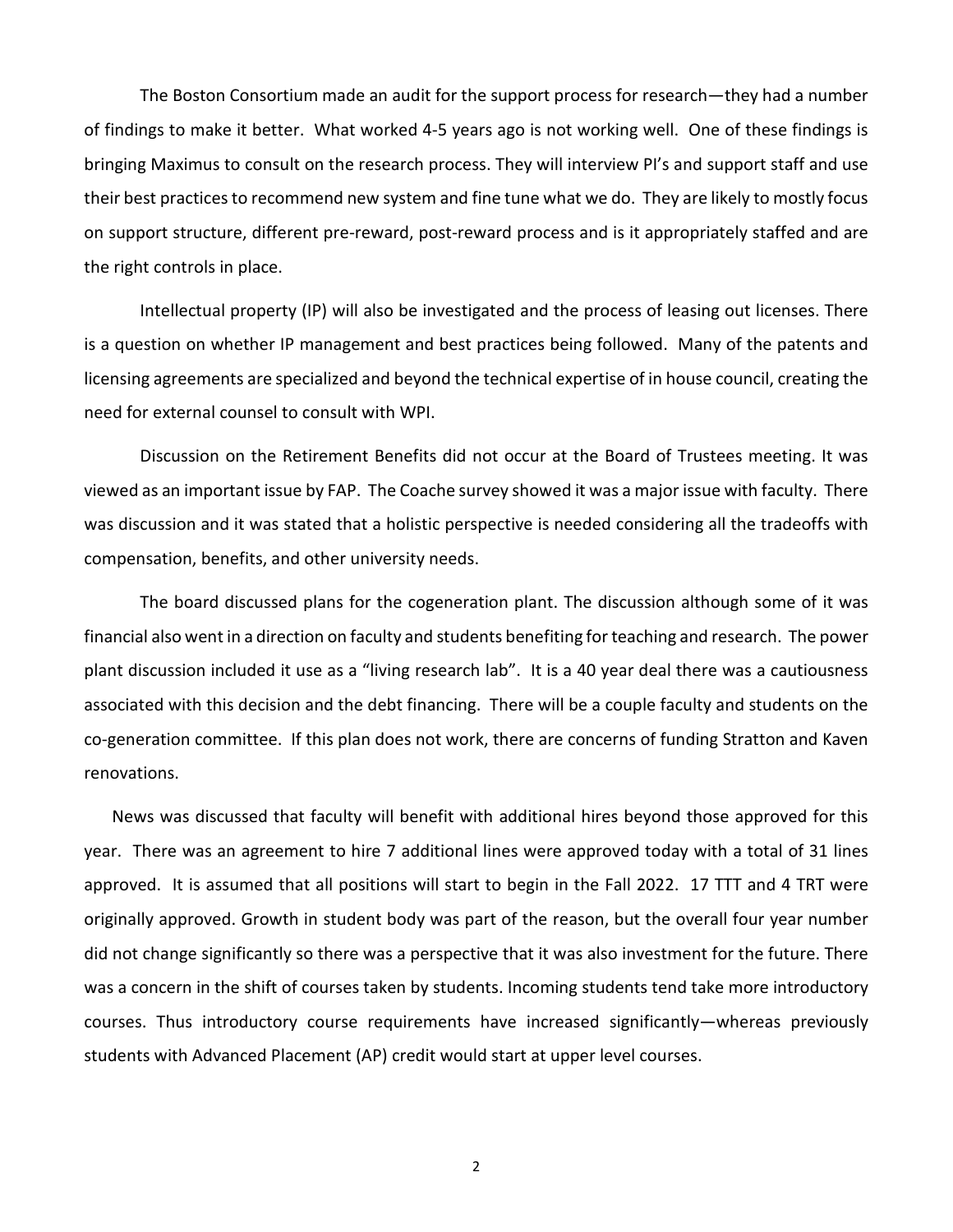The Boston Consortium made an audit for the support process for research—they had a number of findings to make it better. What worked 4-5 years ago is not working well. One of these findings is bringing Maximus to consult on the research process. They will interview PI's and support staff and use their best practices to recommend new system and fine tune what we do. They are likely to mostly focus on support structure, different pre-reward, post-reward process and is it appropriately staffed and are the right controls in place.

Intellectual property (IP) will also be investigated and the process of leasing out licenses. There is a question on whether IP management and best practices being followed. Many of the patents and licensing agreements are specialized and beyond the technical expertise of in house council, creating the need for external counsel to consult with WPI.

Discussion on the Retirement Benefits did not occur at the Board of Trustees meeting. It was viewed as an important issue by FAP. The Coache survey showed it was a major issue with faculty. There was discussion and it was stated that a holistic perspective is needed considering all the tradeoffs with compensation, benefits, and other university needs.

The board discussed plans for the cogeneration plant. The discussion although some of it was financial also went in a direction on faculty and students benefiting for teaching and research. The power plant discussion included it use as a "living research lab". It is a 40 year deal there was a cautiousness associated with this decision and the debt financing. There will be a couple faculty and students on the co-generation committee. If this plan does not work, there are concerns of funding Stratton and Kaven renovations.

News was discussed that faculty will benefit with additional hires beyond those approved for this year. There was an agreement to hire 7 additional lines were approved today with a total of 31 lines approved. It is assumed that all positions will start to begin in the Fall 2022. 17 TTT and 4 TRT were originally approved. Growth in student body was part of the reason, but the overall four year number did not change significantly so there was a perspective that it was also investment for the future. There was a concern in the shift of courses taken by students. Incoming students tend take more introductory courses. Thus introductory course requirements have increased significantly—whereas previously students with Advanced Placement (AP) credit would start at upper level courses.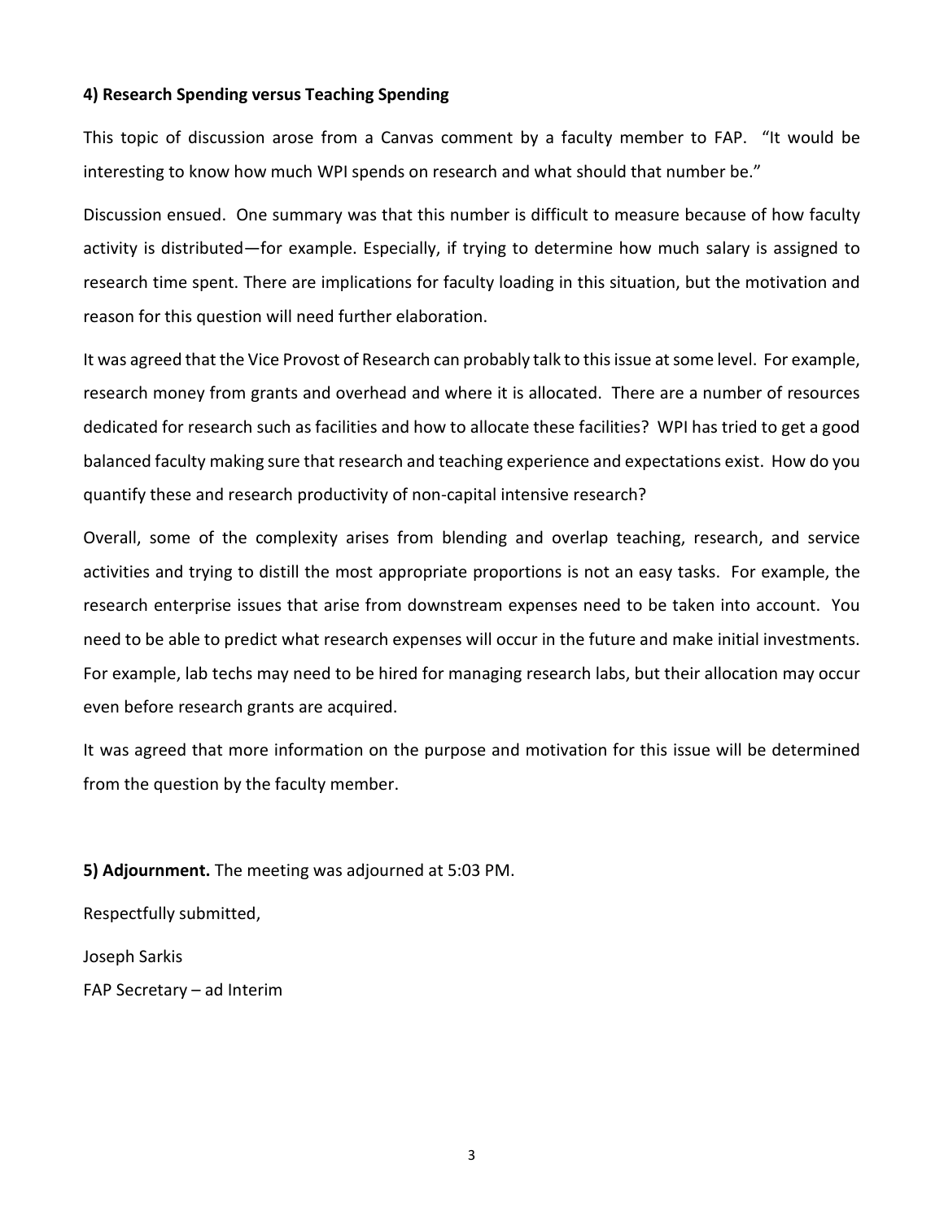**4) Research Spending versus Teaching Spending**

This topic of discussion arose from a Canvas comment by a faculty member to FAP. "It would be interesting to know how much WPI spends on research and what should that number be."

Discussion ensued. One summary was that this number is difficult to measure because of how faculty activity is distributed—for example. Especially, if trying to determine how much salary is assigned to research time spent. There are implications for faculty loading in this situation, but the motivation and reason for this question will need further elaboration.

It was agreed that the Vice Provost of Research can probably talk to this issue at some level. For example, research money from grants and overhead and where it is allocated. There are a number of resources dedicated for research such as facilities and how to allocate these facilities? WPI has tried to get a good balanced faculty making sure that research and teaching experience and expectations exist. How do you quantify these and research productivity of non-capital intensive research?

Overall, some of the complexity arises from blending and overlap teaching, research, and service activities and trying to distill the most appropriate proportions is not an easy tasks. For example, the research enterprise issues that arise from downstream expenses need to be taken into account. You need to be able to predict what research expenses will occur in the future and make initial investments. For example, lab techs may need to be hired for managing research labs, but their allocation may occur even before research grants are acquired.

It was agreed that more information on the purpose and motivation for this issue will be determined from the question by the faculty member.

**5) Adjournment.** The meeting was adjourned at 5:03 PM.

Respectfully submitted,

Joseph Sarkis

FAP Secretary – ad Interim